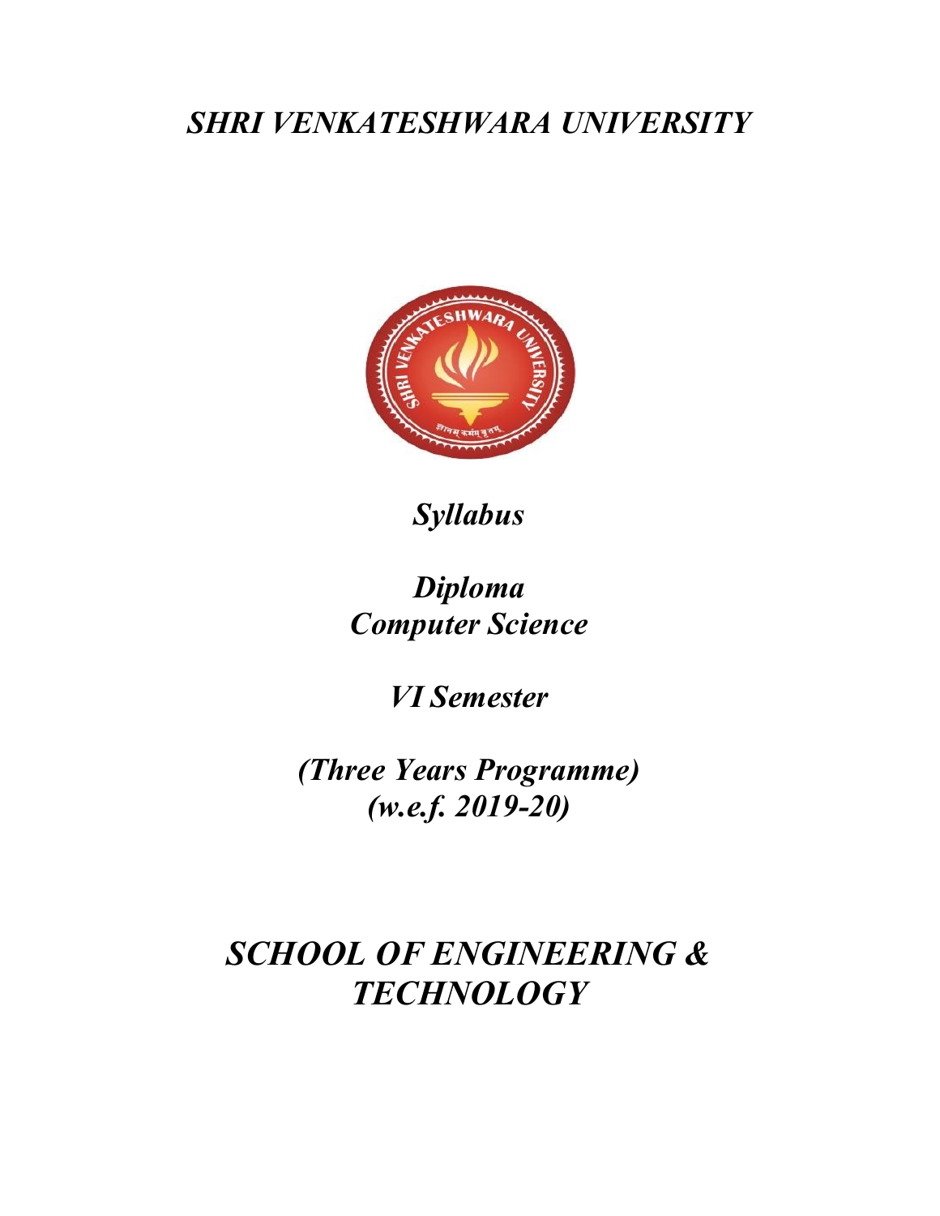# *SHRI VENKATESHWARA UNIVERSITY*

***Syllabus***

***Diploma***
***Computer Science***

***VI Semester***

***(Three Years Programme)***
***(w.e.f. 2019-20)***

# *SCHOOL OF ENGINEERING & TECHNOLOGY*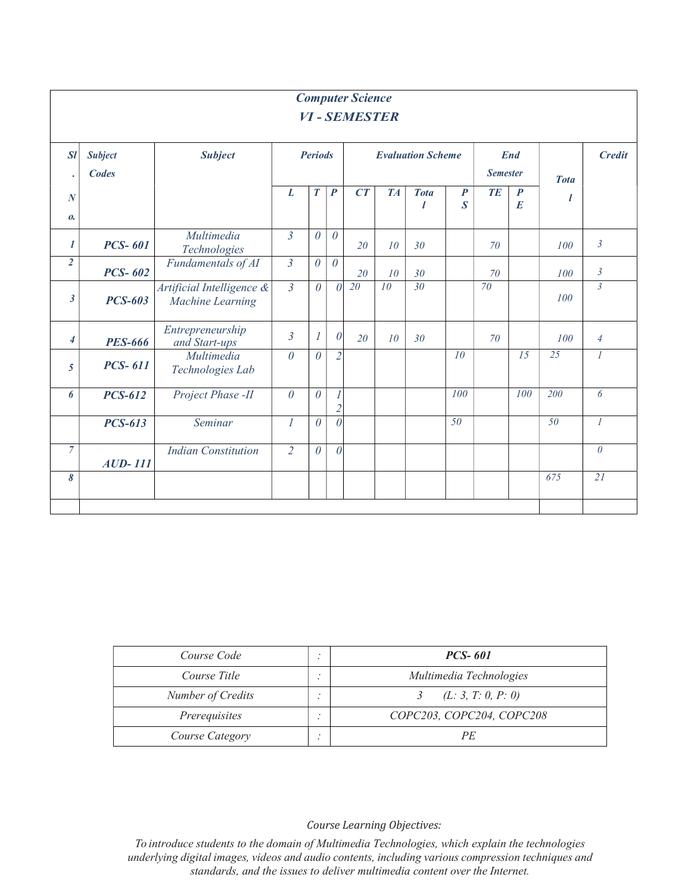## Computer Science

## VI - SEMESTER

| Sl. No. | Subject Codes | Subject | Periods | | | Evaluation Scheme | | | | End Semester | | Total | Credit |
|---|---|---|---|---|---|---|---|---|---|---|---|---|---|
| | | | L | T | P | CT | TA | Total | PS | TE | PE | | |
| 1 | PCS- 601 | Multimedia Technologies | 3 | 0 | 0 | 20 | 10 | 30 | | 70 | | 100 | 3 |
| 2 | PCS- 602 | Fundamentals of AI | 3 | 0 | 0 | 20 | 10 | 30 | | 70 | | 100 | 3 |
| 3 | PCS-603 | Artificial Intelligence & Machine Learning | 3 | 0 | 0 | 20 | 10 | 30 | | 70 | | 100 | 3 |
| 4 | PES-666 | Entrepreneurship and Start-ups | 3 | 1 | 0 | 20 | 10 | 30 | | 70 | | 100 | 4 |
| 5 | PCS- 611 | Multimedia Technologies Lab | 0 | 0 | 2 | | | | 10 | | 15 | 25 | 1 |
| 6 | PCS-612 | Project Phase -II | 0 | 0 | 12 | | | | 100 | | 100 | 200 | 6 |
| | PCS-613 | Seminar | 1 | 0 | 0 | | | | 50 | | | 50 | 1 |
| 7 | AUD- 111 | Indian Constitution | 2 | 0 | 0 | | | | | | | | 0 |
| 8 | | | | | | | | | | | | 675 | 21 |

| Course Code | : | **PCS- 601** |
|---|---|---|
| Course Title | : | Multimedia Technologies |
| Number of Credits | : | 3 (L: 3, T: 0, P: 0) |
| Prerequisites | : | COPC203, COPC204, COPC208 |
| Course Category | : | PE |

*Course Learning Objectives:*

*To introduce students to the domain of Multimedia Technologies, which explain the technologies underlying digital images, videos and audio contents, including various compression techniques and standards, and the issues to deliver multimedia content over the Internet.*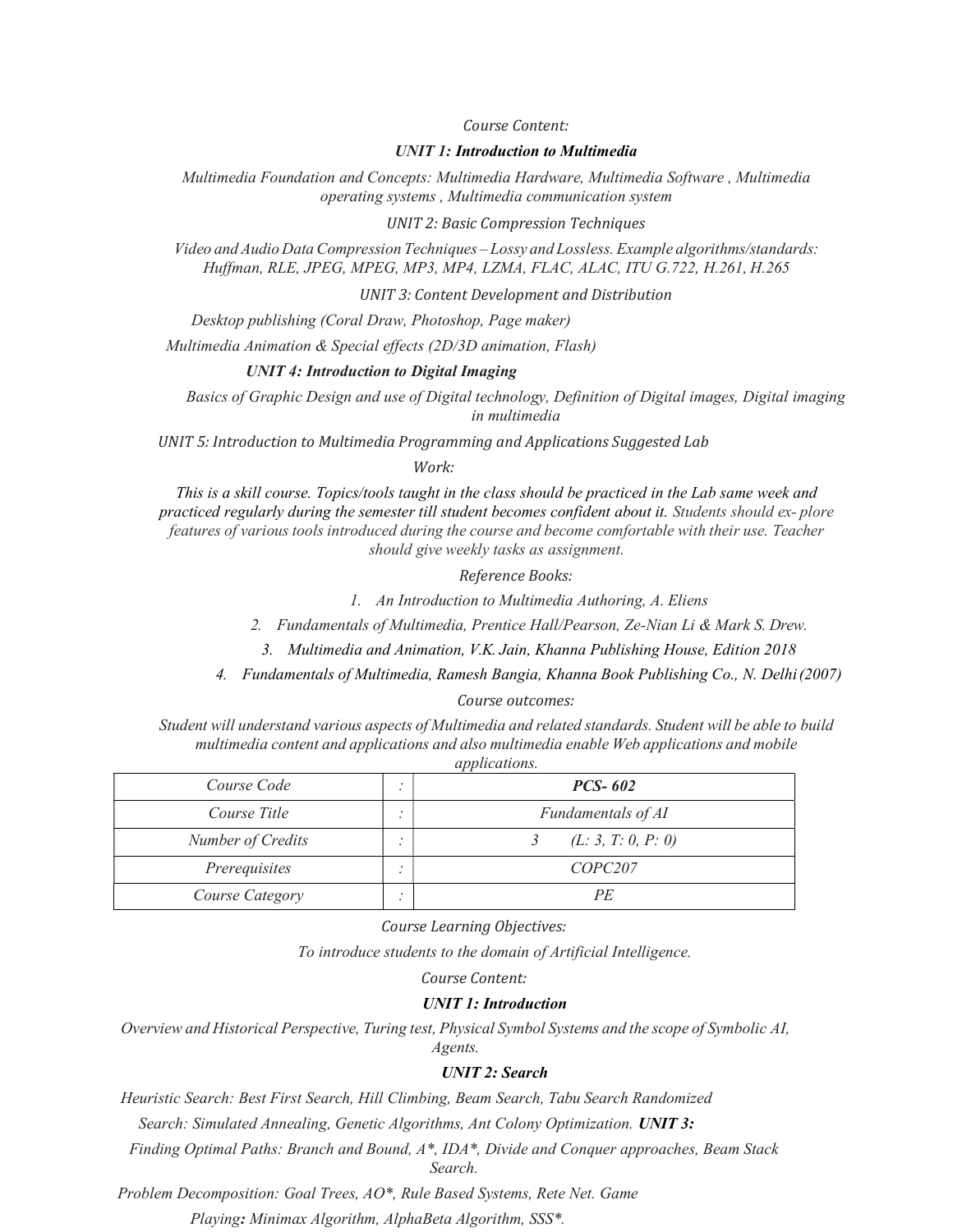*Course Content:*

***UNIT 1: Introduction to Multimedia***

*Multimedia Foundation and Concepts: Multimedia Hardware, Multimedia Software , Multimedia operating systems , Multimedia communication system*

*UNIT 2: Basic Compression Techniques*

*Video and Audio Data Compression Techniques – Lossy and Lossless. Example algorithms/standards: Huffman, RLE, JPEG, MPEG, MP3, MP4, LZMA, FLAC, ALAC, ITU G.722, H.261, H.265*

*UNIT 3: Content Development and Distribution*

*Desktop publishing (Coral Draw, Photoshop, Page maker)*

*Multimedia Animation & Special effects (2D/3D animation, Flash)*

***UNIT 4: Introduction to Digital Imaging***

*Basics of Graphic Design and use of Digital technology, Definition of Digital images, Digital imaging in multimedia*

*UNIT 5: Introduction to Multimedia Programming and Applications Suggested Lab Work:*

*This is a skill course. Topics/tools taught in the class should be practiced in the Lab same week and practiced regularly during the semester till student becomes confident about it. Students should ex- plore features of various tools introduced during the course and become comfortable with their use. Teacher should give weekly tasks as assignment.*

*Reference Books:*

1. *An Introduction to Multimedia Authoring, A. Eliens*
2. *Fundamentals of Multimedia, Prentice Hall/Pearson, Ze-Nian Li & Mark S. Drew.*
3. *Multimedia and Animation, V.K. Jain, Khanna Publishing House, Edition 2018*
4. *Fundamentals of Multimedia, Ramesh Bangia, Khanna Book Publishing Co., N. Delhi (2007)*

*Course outcomes:*

*Student will understand various aspects of Multimedia and related standards. Student will be able to build multimedia content and applications and also multimedia enable Web applications and mobile applications.*

| *Course Code* | : | ***PCS- 602*** |
|---|---|---|
| *Course Title* | : | *Fundamentals of AI* |
| *Number of Credits* | : | *3 (L: 3, T: 0, P: 0)* |
| *Prerequisites* | : | *COPC207* |
| *Course Category* | : | *PE* |

*Course Learning Objectives:*

*To introduce students to the domain of Artificial Intelligence.*

*Course Content:*

***UNIT 1: Introduction***

*Overview and Historical Perspective, Turing test, Physical Symbol Systems and the scope of Symbolic AI, Agents.*

***UNIT 2: Search***

*Heuristic Search: Best First Search, Hill Climbing, Beam Search, Tabu Search Randomized Search: Simulated Annealing, Genetic Algorithms, Ant Colony Optimization.* ***UNIT 3:***

*Finding Optimal Paths: Branch and Bound, A*, IDA*, Divide and Conquer approaches, Beam Stack Search.*

*Problem Decomposition: Goal Trees, AO*, Rule Based Systems, Rete Net. Game Playing**:** Minimax Algorithm, AlphaBeta Algorithm, SSS*.*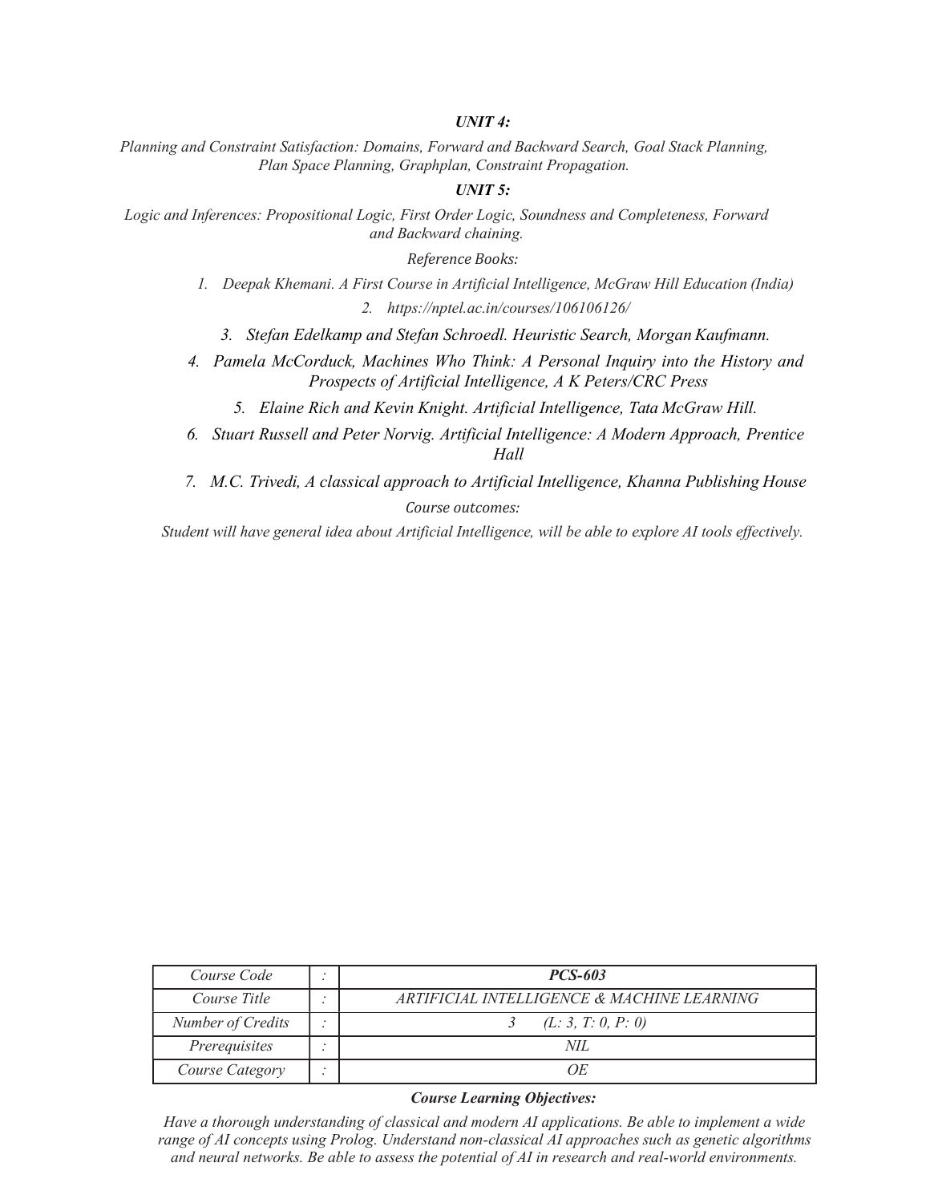### *UNIT 4:*

*Planning and Constraint Satisfaction: Domains, Forward and Backward Search, Goal Stack Planning, Plan Space Planning, Graphplan, Constraint Propagation.*

### *UNIT 5:*

*Logic and Inferences: Propositional Logic, First Order Logic, Soundness and Completeness, Forward and Backward chaining.*

*Reference Books:*

1. *Deepak Khemani. A First Course in Artificial Intelligence, McGraw Hill Education (India)*
2. *https://nptel.ac.in/courses/106106126/*
3. *Stefan Edelkamp and Stefan Schroedl. Heuristic Search, Morgan Kaufmann.*
4. *Pamela McCorduck, Machines Who Think: A Personal Inquiry into the History and Prospects of Artificial Intelligence, A K Peters/CRC Press*
5. *Elaine Rich and Kevin Knight. Artificial Intelligence, Tata McGraw Hill.*
6. *Stuart Russell and Peter Norvig. Artificial Intelligence: A Modern Approach, Prentice Hall*
7. *M.C. Trivedi, A classical approach to Artificial Intelligence, Khanna Publishing House*

*Course outcomes:*

*Student will have general idea about Artificial Intelligence, will be able to explore AI tools effectively.*

| *Course Code* | : | ***PCS-603*** |
|---|---|---|
| *Course Title* | : | *ARTIFICIAL INTELLIGENCE & MACHINE LEARNING* |
| *Number of Credits* | : | *3 (L: 3, T: 0, P: 0)* |
| *Prerequisites* | : | *NIL* |
| *Course Category* | : | *OE* |

***Course Learning Objectives:***

*Have a thorough understanding of classical and modern AI applications. Be able to implement a wide range of AI concepts using Prolog. Understand non-classical AI approaches such as genetic algorithms and neural networks. Be able to assess the potential of AI in research and real-world environments.*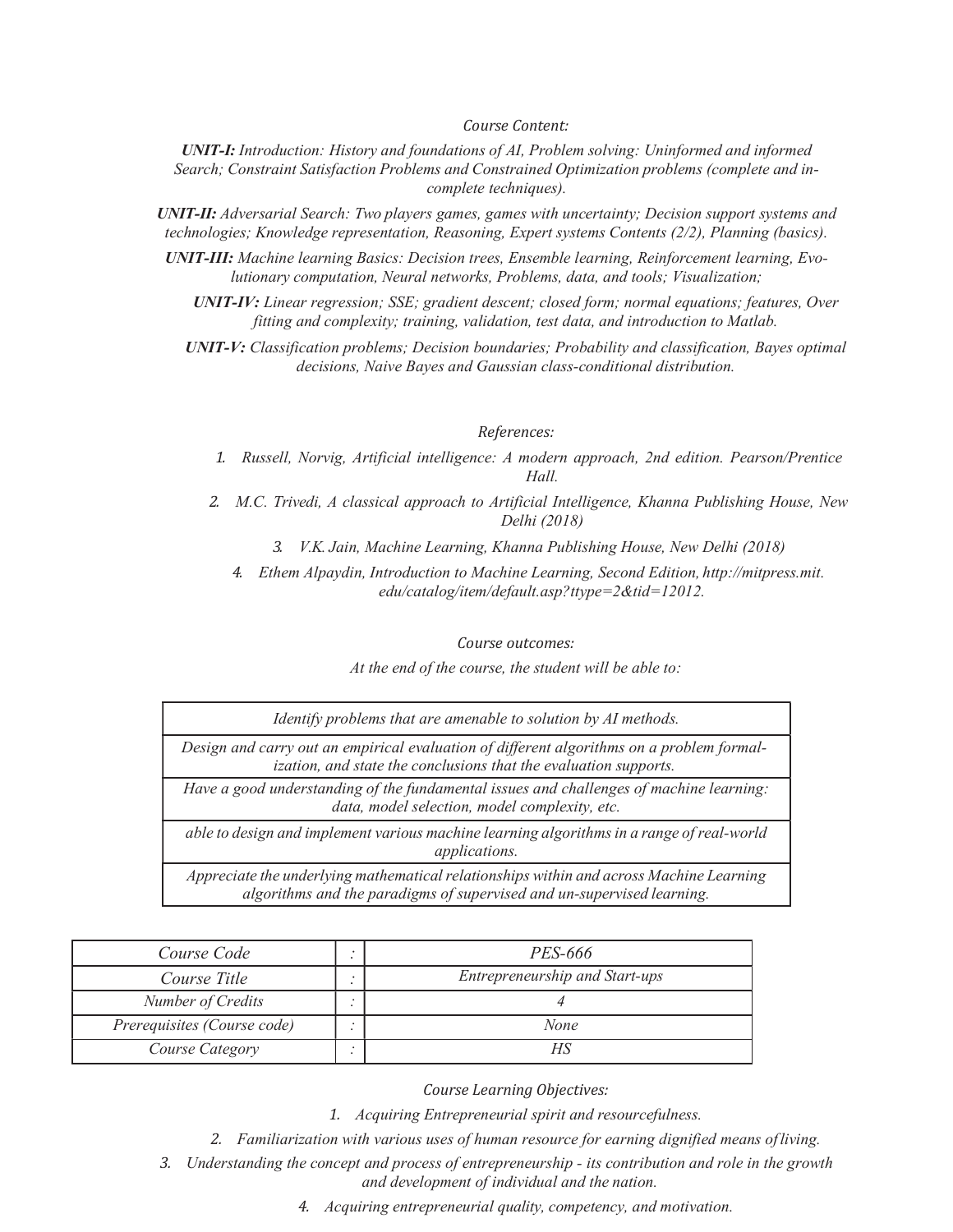*Course Content:*

***UNIT-I:*** *Introduction: History and foundations of AI, Problem solving: Uninformed and informed Search; Constraint Satisfaction Problems and Constrained Optimization problems (complete and incomplete techniques).*

***UNIT-II:*** *Adversarial Search: Two players games, games with uncertainty; Decision support systems and technologies; Knowledge representation, Reasoning, Expert systems Contents (2/2), Planning (basics).*

***UNIT-III:*** *Machine learning Basics: Decision trees, Ensemble learning, Reinforcement learning, Evolutionary computation, Neural networks, Problems, data, and tools; Visualization;*

***UNIT-IV:*** *Linear regression; SSE; gradient descent; closed form; normal equations; features, Over fitting and complexity; training, validation, test data, and introduction to Matlab.*

***UNIT-V:*** *Classification problems; Decision boundaries; Probability and classification, Bayes optimal decisions, Naive Bayes and Gaussian class-conditional distribution.*

*References:*

1. *Russell, Norvig, Artificial intelligence: A modern approach, 2nd edition. Pearson/Prentice Hall.*
2. *M.C. Trivedi, A classical approach to Artificial Intelligence, Khanna Publishing House, New Delhi (2018)*
3. *V.K. Jain, Machine Learning, Khanna Publishing House, New Delhi (2018)*
4. *Ethem Alpaydin, Introduction to Machine Learning, Second Edition, http://mitpress.mit.edu/catalog/item/default.asp?ttype=2&tid=12012.*

*Course outcomes:*

*At the end of the course, the student will be able to:*

| |
|---|
| *Identify problems that are amenable to solution by AI methods.* |
| *Design and carry out an empirical evaluation of different algorithms on a problem formalization, and state the conclusions that the evaluation supports.* |
| *Have a good understanding of the fundamental issues and challenges of machine learning: data, model selection, model complexity, etc.* |
| *able to design and implement various machine learning algorithms in a range of real-world applications.* |
| *Appreciate the underlying mathematical relationships within and across Machine Learning algorithms and the paradigms of supervised and un-supervised learning.* |

| | | |
|---|---|---|
| *Course Code* | : | *PES-666* |
| *Course Title* | : | *Entrepreneurship and Start-ups* |
| *Number of Credits* | : | *4* |
| *Prerequisites (Course code)* | : | *None* |
| *Course Category* | : | *HS* |

*Course Learning Objectives:*

1. *Acquiring Entrepreneurial spirit and resourcefulness.*
2. *Familiarization with various uses of human resource for earning dignified means of living.*
3. *Understanding the concept and process of entrepreneurship - its contribution and role in the growth and development of individual and the nation.*
4. *Acquiring entrepreneurial quality, competency, and motivation.*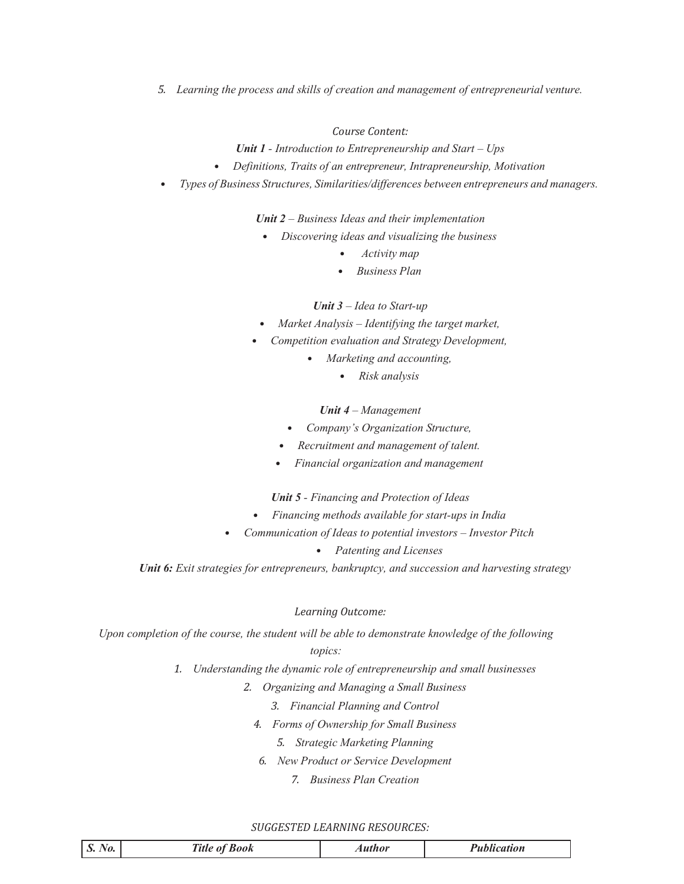5. *Learning the process and skills of creation and management of entrepreneurial venture.*

*Course Content:*

***Unit 1** - Introduction to Entrepreneurship and Start – Ups*

- *Definitions, Traits of an entrepreneur, Intrapreneurship, Motivation*
- *Types of Business Structures, Similarities/differences between entrepreneurs and managers.*

***Unit 2** – Business Ideas and their implementation*

- *Discovering ideas and visualizing the business*
- *Activity map*
- *Business Plan*

***Unit 3** – Idea to Start-up*

- *Market Analysis – Identifying the target market,*
- *Competition evaluation and Strategy Development,*
- *Marketing and accounting,*
- *Risk analysis*

***Unit 4** – Management*

- *Company's Organization Structure,*
- *Recruitment and management of talent.*
- *Financial organization and management*

***Unit 5** - Financing and Protection of Ideas*

- *Financing methods available for start-ups in India*
- *Communication of Ideas to potential investors – Investor Pitch*
- *Patenting and Licenses*

***Unit 6:** Exit strategies for entrepreneurs, bankruptcy, and succession and harvesting strategy*

*Learning Outcome:*

*Upon completion of the course, the student will be able to demonstrate knowledge of the following topics:*

1. *Understanding the dynamic role of entrepreneurship and small businesses*
2. *Organizing and Managing a Small Business*
3. *Financial Planning and Control*
4. *Forms of Ownership for Small Business*
5. *Strategic Marketing Planning*
6. *New Product or Service Development*
7. *Business Plan Creation*

*SUGGESTED LEARNING RESOURCES:*

| *S. No.* | *Title of Book* | *Author* | *Publication* |
| --- | --- | --- | --- |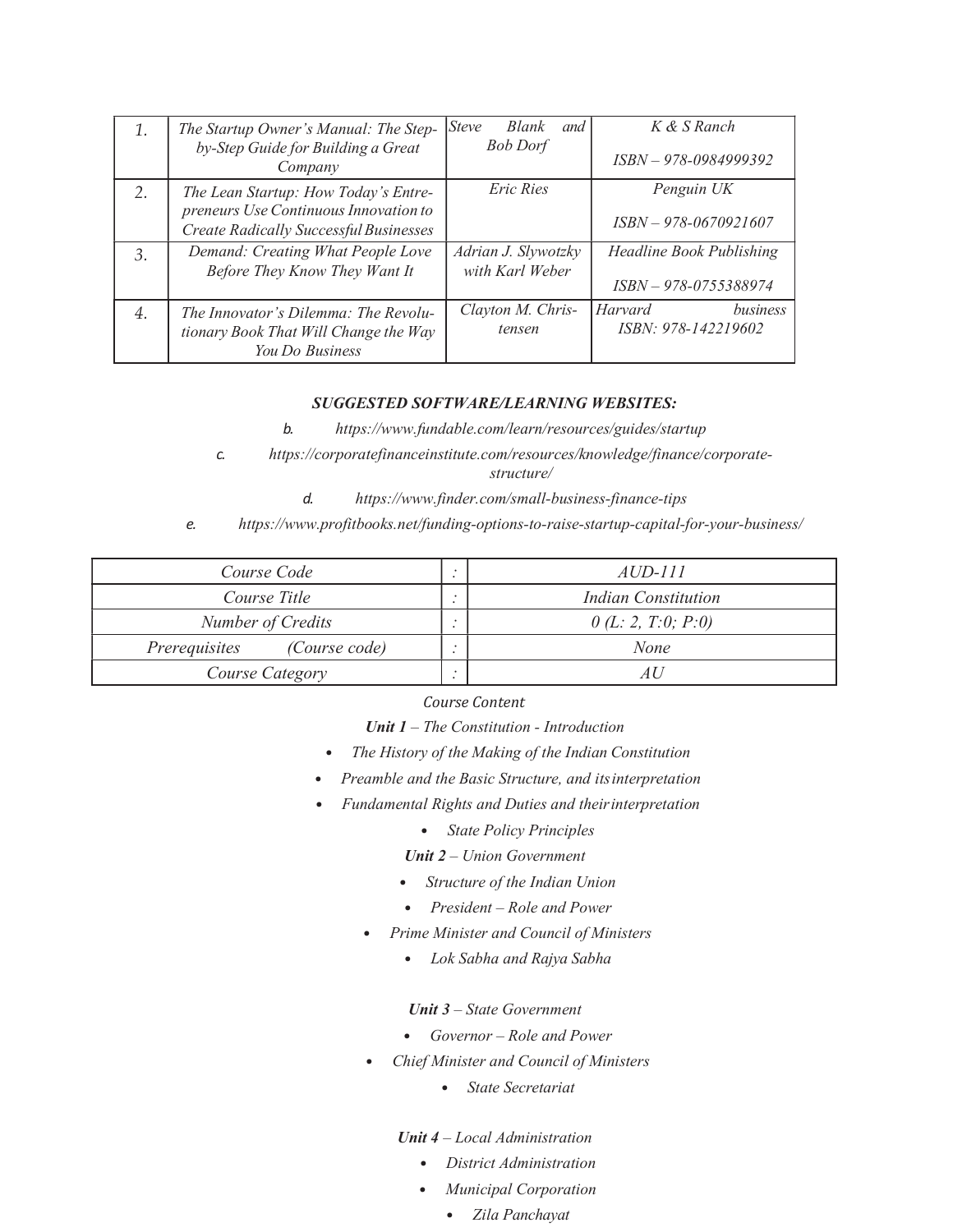| | | | |
|---|---|---|---|
| 1. | *The Startup Owner's Manual: The Step-by-Step Guide for Building a Great Company* | *Steve Blank and Bob Dorf* | *K & S Ranch ISBN – 978-0984999392* |
| 2. | *The Lean Startup: How Today's Entrepreneurs Use Continuous Innovation to Create Radically Successful Businesses* | *Eric Ries* | *Penguin UK ISBN – 978-0670921607* |
| 3. | *Demand: Creating What People Love Before They Know They Want It* | *Adrian J. Slywotzky with Karl Weber* | *Headline Book Publishing ISBN – 978-0755388974* |
| 4. | *The Innovator's Dilemma: The Revolutionary Book That Will Change the Way You Do Business* | *Clayton M. Christensen* | *Harvard business ISBN: 978-142219602* |

***SUGGESTED SOFTWARE/LEARNING WEBSITES:***

b. *https://www.fundable.com/learn/resources/guides/startup*

c. *https://corporatefinanceinstitute.com/resources/knowledge/finance/corporate-structure/*

d. *https://www.finder.com/small-business-finance-tips*

e. *https://www.profitbooks.net/funding-options-to-raise-startup-capital-for-your-business/*

| | | |
|---|---|---|
| *Course Code* | : | *AUD-111* |
| *Course Title* | : | *Indian Constitution* |
| *Number of Credits* | : | *0 (L: 2, T:0; P:0)* |
| *Prerequisites (Course code)* | : | *None* |
| *Course Category* | : | *AU* |

*Course Content*

***Unit 1** – The Constitution - Introduction*

- *The History of the Making of the Indian Constitution*
- *Preamble and the Basic Structure, and its interpretation*
- *Fundamental Rights and Duties and their interpretation*
- *State Policy Principles*

***Unit 2** – Union Government*

- *Structure of the Indian Union*
- *President – Role and Power*
- *Prime Minister and Council of Ministers*
- *Lok Sabha and Rajya Sabha*

***Unit 3** – State Government*

- *Governor – Role and Power*
- *Chief Minister and Council of Ministers*
- *State Secretariat*

***Unit 4** – Local Administration*

- *District Administration*
- *Municipal Corporation*
- *Zila Panchayat*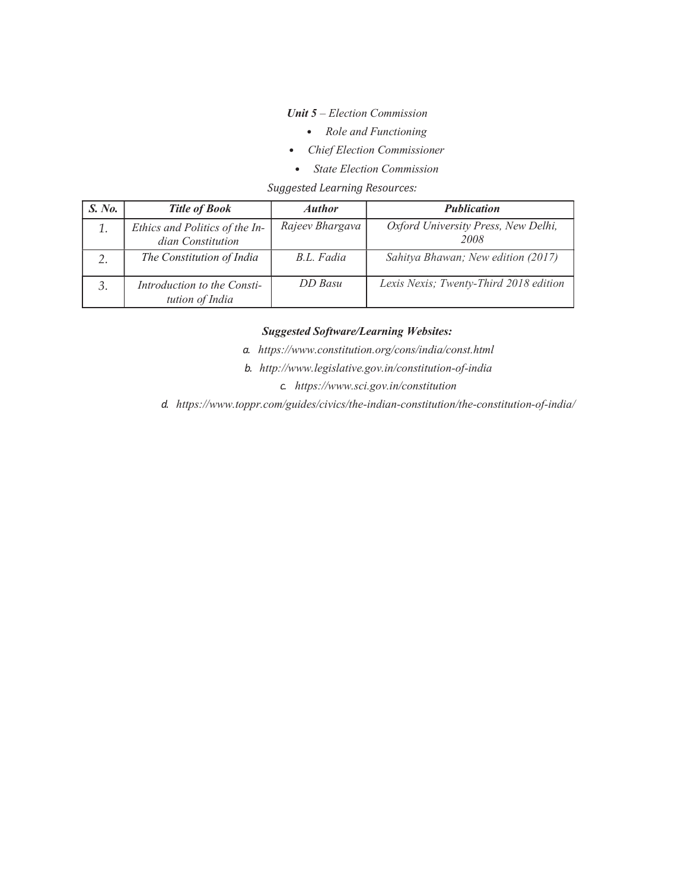***Unit 5*** *– Election Commission*

- *Role and Functioning*
- *Chief Election Commissioner*
- *State Election Commission*

*Suggested Learning Resources:*

| ***S. No.*** | ***Title of Book*** | ***Author*** | ***Publication*** |
|---|---|---|---|
| *1.* | *Ethics and Politics of the Indian Constitution* | *Rajeev Bhargava* | *Oxford University Press, New Delhi, 2008* |
| *2.* | *The Constitution of India* | *B.L. Fadia* | *Sahitya Bhawan; New edition (2017)* |
| *3.* | *Introduction to the Constitution of India* | *DD Basu* | *Lexis Nexis; Twenty-Third 2018 edition* |

***Suggested Software/Learning Websites:***

a. *https://www.constitution.org/cons/india/const.html*

b. *http://www.legislative.gov.in/constitution-of-india*

c. *https://www.sci.gov.in/constitution*

d. *https://www.toppr.com/guides/civics/the-indian-constitution/the-constitution-of-india/*